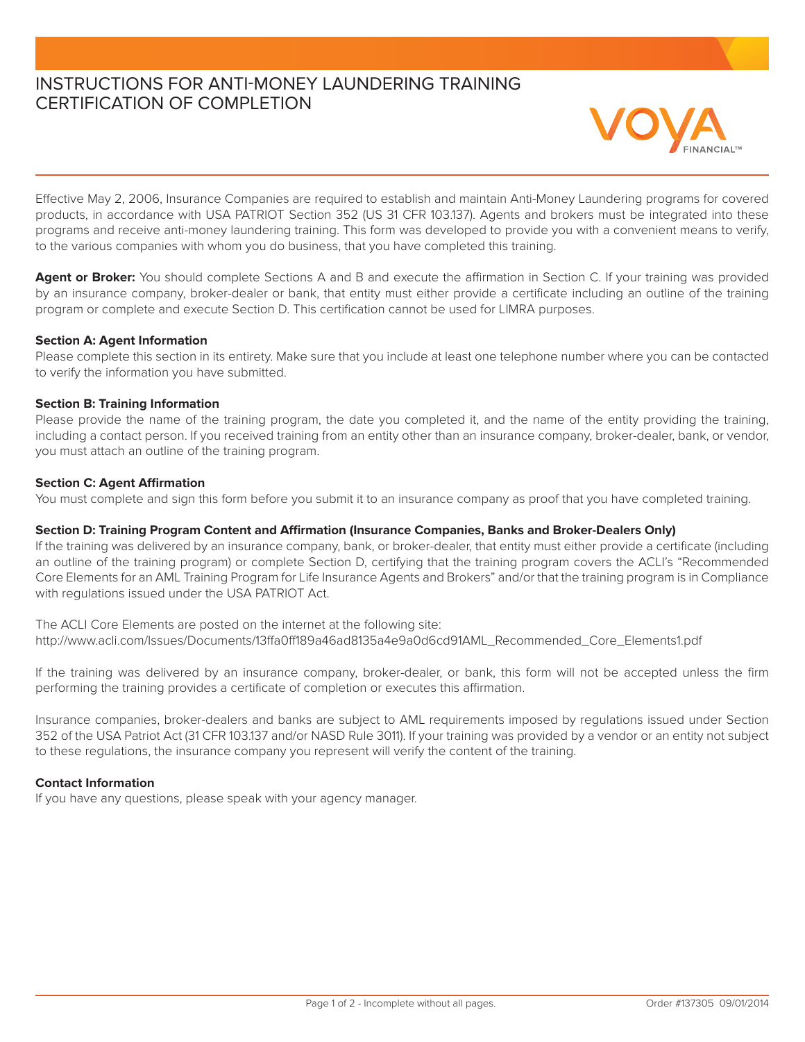# INSTRUCTIONS FOR ANTI-MONEY LAUNDERING TRAINING CERTIFICATION OF COMPLETION

Effective May 2, 2006, Insurance Companies are required to establish and maintain Anti-Money Laundering programs for covered products, in accordance with USA PATRIOT Section 352 (US 31 CFR 103.137). Agents and brokers must be integrated into these programs and receive anti-money laundering training. This form was developed to provide you with a convenient means to verify, to the various companies with whom you do business, that you have completed this training.

**Agent or Broker:** You should complete Sections A and B and execute the affirmation in Section C. If your training was provided by an insurance company, broker-dealer or bank, that entity must either provide a certificate including an outline of the training program or complete and execute Section D. This certification cannot be used for LIMRA purposes.

**Section A: Agent Information**

Please complete this section in its entirety. Make sure that you include at least one telephone number where you can be contacted to verify the information you have submitted.

**Section B: Training Information**

Please provide the name of the training program, the date you completed it, and the name of the entity providing the training, including a contact person. If you received training from an entity other than an insurance company, broker-dealer, bank, or vendor, you must attach an outline of the training program.

**Section C: Agent Affirmation**

You must complete and sign this form before you submit it to an insurance company as proof that you have completed training.

**Section D: Training Program Content and Affirmation (Insurance Companies, Banks and Broker-Dealers Only)**

If the training was delivered by an insurance company, bank, or broker-dealer, that entity must either provide a certificate (including an outline of the training program) or complete Section D, certifying that the training program covers the ACLI's "Recommended Core Elements for an AML Training Program for Life Insurance Agents and Brokers" and/or that the training program is in Compliance with regulations issued under the USA PATRIOT Act.

The ACLI Core Elements are posted on the internet at the following site:
http://www.acli.com/Issues/Documents/13ffa0ff189a46ad8135a4e9a0d6cd91AML_Recommended_Core_Elements1.pdf

If the training was delivered by an insurance company, broker-dealer, or bank, this form will not be accepted unless the firm performing the training provides a certificate of completion or executes this affirmation.

Insurance companies, broker-dealers and banks are subject to AML requirements imposed by regulations issued under Section 352 of the USA Patriot Act (31 CFR 103.137 and/or NASD Rule 3011). If your training was provided by a vendor or an entity not subject to these regulations, the insurance company you represent will verify the content of the training.

**Contact Information**

If you have any questions, please speak with your agency manager.

Order #137305 09/01/2014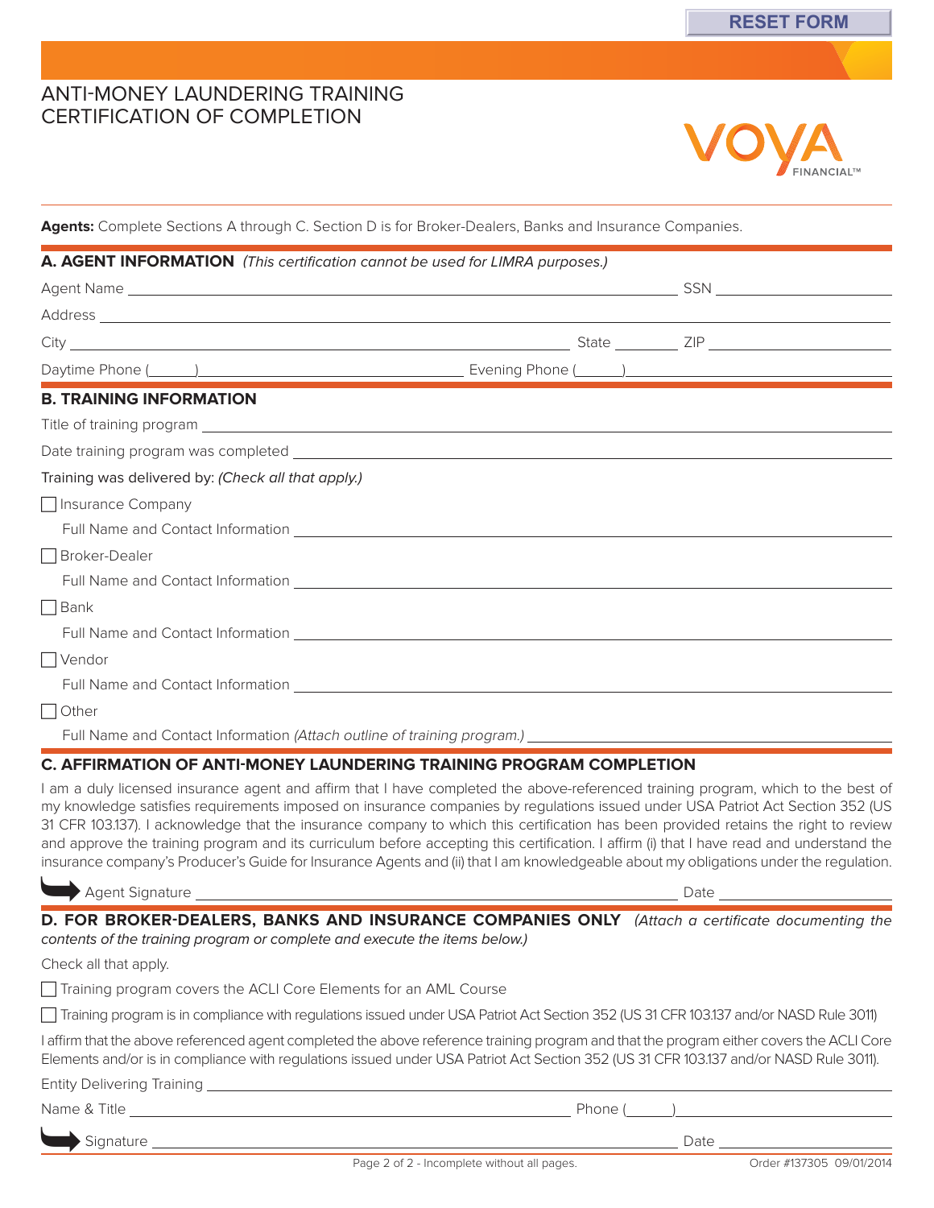RESET FORM

# ANTI-MONEY LAUNDERING TRAINING CERTIFICATION OF COMPLETION

VOYA FINANCIAL™

**Agents:** Complete Sections A through C. Section D is for Broker-Dealers, Banks and Insurance Companies.

## A. AGENT INFORMATION *(This certification cannot be used for LIMRA purposes.)*

Agent Name ______________________________ SSN ______________

Address ______________________________

City ______________________________ State ________ ZIP ______________

Daytime Phone (______) ______________________ Evening Phone (______) ______________________

## B. TRAINING INFORMATION

Title of training program ______________________________

Date training program was completed ______________________________

Training was delivered by: *(Check all that apply.)*

☐ Insurance Company

Full Name and Contact Information ______________________________

☐ Broker-Dealer

Full Name and Contact Information ______________________________

☐ Bank

Full Name and Contact Information ______________________________

☐ Vendor

Full Name and Contact Information ______________________________

☐ Other

Full Name and Contact Information *(Attach outline of training program.)* ______________________________

## C. AFFIRMATION OF ANTI-MONEY LAUNDERING TRAINING PROGRAM COMPLETION

I am a duly licensed insurance agent and affirm that I have completed the above-referenced training program, which to the best of my knowledge satisfies requirements imposed on insurance companies by regulations issued under USA Patriot Act Section 352 (US 31 CFR 103.137). I acknowledge that the insurance company to which this certification has been provided retains the right to review and approve the training program and its curriculum before accepting this certification. I affirm (i) that I have read and understand the insurance company's Producer's Guide for Insurance Agents and (ii) that I am knowledgeable about my obligations under the regulation.

Agent Signature ______________________________ Date ______________

## D. FOR BROKER-DEALERS, BANKS AND INSURANCE COMPANIES ONLY *(Attach a certificate documenting the contents of the training program or complete and execute the items below.)*

Check all that apply.

☐ Training program covers the ACLI Core Elements for an AML Course

☐ Training program is in compliance with regulations issued under USA Patriot Act Section 352 (US 31 CFR 103.137 and/or NASD Rule 3011)

I affirm that the above referenced agent completed the above reference training program and that the program either covers the ACLI Core Elements and/or is in compliance with regulations issued under USA Patriot Act Section 352 (US 31 CFR 103.137 and/or NASD Rule 3011).

Entity Delivering Training ______________________________

Name & Title ______________________________ Phone (______) ______________

Signature ______________________________ Date ______________

Page 2 of 2 - Incomplete without all pages.

Order #137305 09/01/2014